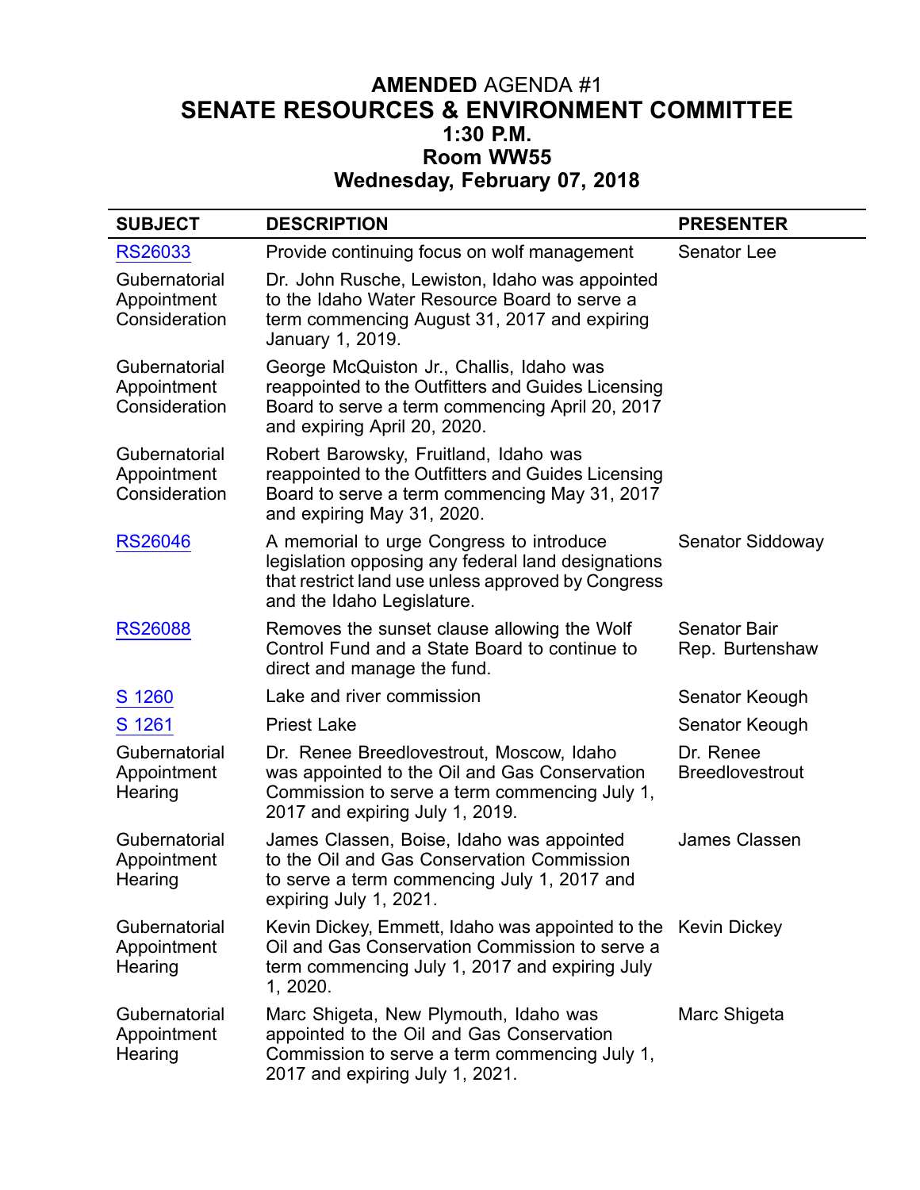# **AMENDED** AGENDA #1
# SENATE RESOURCES & ENVIRONMENT COMMITTEE
## 1:30 P.M.
## Room WW55
## Wednesday, February 07, 2018

| SUBJECT | DESCRIPTION | PRESENTER |
|---|---|---|
| RS26033 | Provide continuing focus on wolf management | Senator Lee |
| Gubernatorial Appointment Consideration | Dr. John Rusche, Lewiston, Idaho was appointed to the Idaho Water Resource Board to serve a term commencing August 31, 2017 and expiring January 1, 2019. | |
| Gubernatorial Appointment Consideration | George McQuiston Jr., Challis, Idaho was reappointed to the Outfitters and Guides Licensing Board to serve a term commencing April 20, 2017 and expiring April 20, 2020. | |
| Gubernatorial Appointment Consideration | Robert Barowsky, Fruitland, Idaho was reappointed to the Outfitters and Guides Licensing Board to serve a term commencing May 31, 2017 and expiring May 31, 2020. | |
| RS26046 | A memorial to urge Congress to introduce legislation opposing any federal land designations that restrict land use unless approved by Congress and the Idaho Legislature. | Senator Siddoway |
| RS26088 | Removes the sunset clause allowing the Wolf Control Fund and a State Board to continue to direct and manage the fund. | Senator Bair Rep. Burtenshaw |
| S 1260 | Lake and river commission | Senator Keough |
| S 1261 | Priest Lake | Senator Keough |
| Gubernatorial Appointment Hearing | Dr. Renee Breedlovestrout, Moscow, Idaho was appointed to the Oil and Gas Conservation Commission to serve a term commencing July 1, 2017 and expiring July 1, 2019. | Dr. Renee Breedlovestrout |
| Gubernatorial Appointment Hearing | James Classen, Boise, Idaho was appointed to the Oil and Gas Conservation Commission to serve a term commencing July 1, 2017 and expiring July 1, 2021. | James Classen |
| Gubernatorial Appointment Hearing | Kevin Dickey, Emmett, Idaho was appointed to the Oil and Gas Conservation Commission to serve a term commencing July 1, 2017 and expiring July 1, 2020. | Kevin Dickey |
| Gubernatorial Appointment Hearing | Marc Shigeta, New Plymouth, Idaho was appointed to the Oil and Gas Conservation Commission to serve a term commencing July 1, 2017 and expiring July 1, 2021. | Marc Shigeta |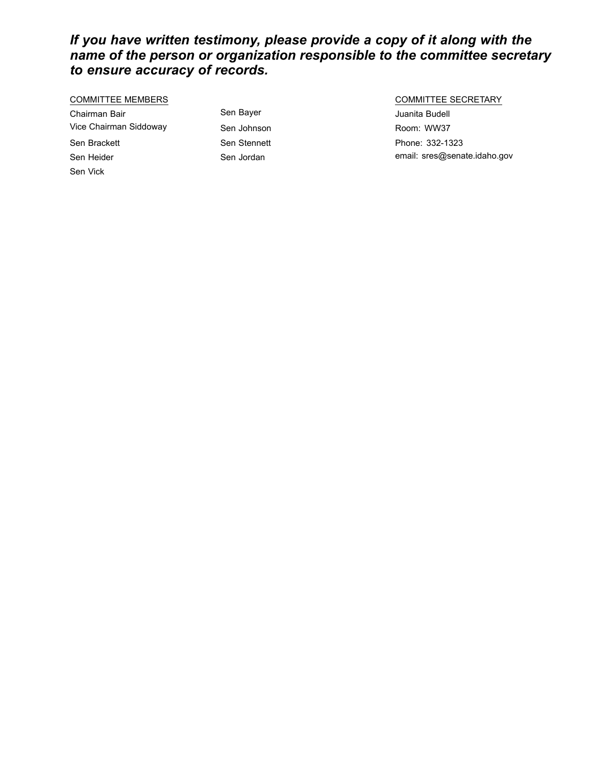***If you have written testimony, please provide a copy of it along with the name of the person or organization responsible to the committee secretary to ensure accuracy of records.***

COMMITTEE MEMBERS

Chairman Bair
Vice Chairman Siddoway
Sen Brackett
Sen Heider
Sen Vick
Sen Bayer
Sen Johnson
Sen Stennett
Sen Jordan

COMMITTEE SECRETARY

Juanita Budell
Room: WW37
Phone: 332-1323
email: sres@senate.idaho.gov